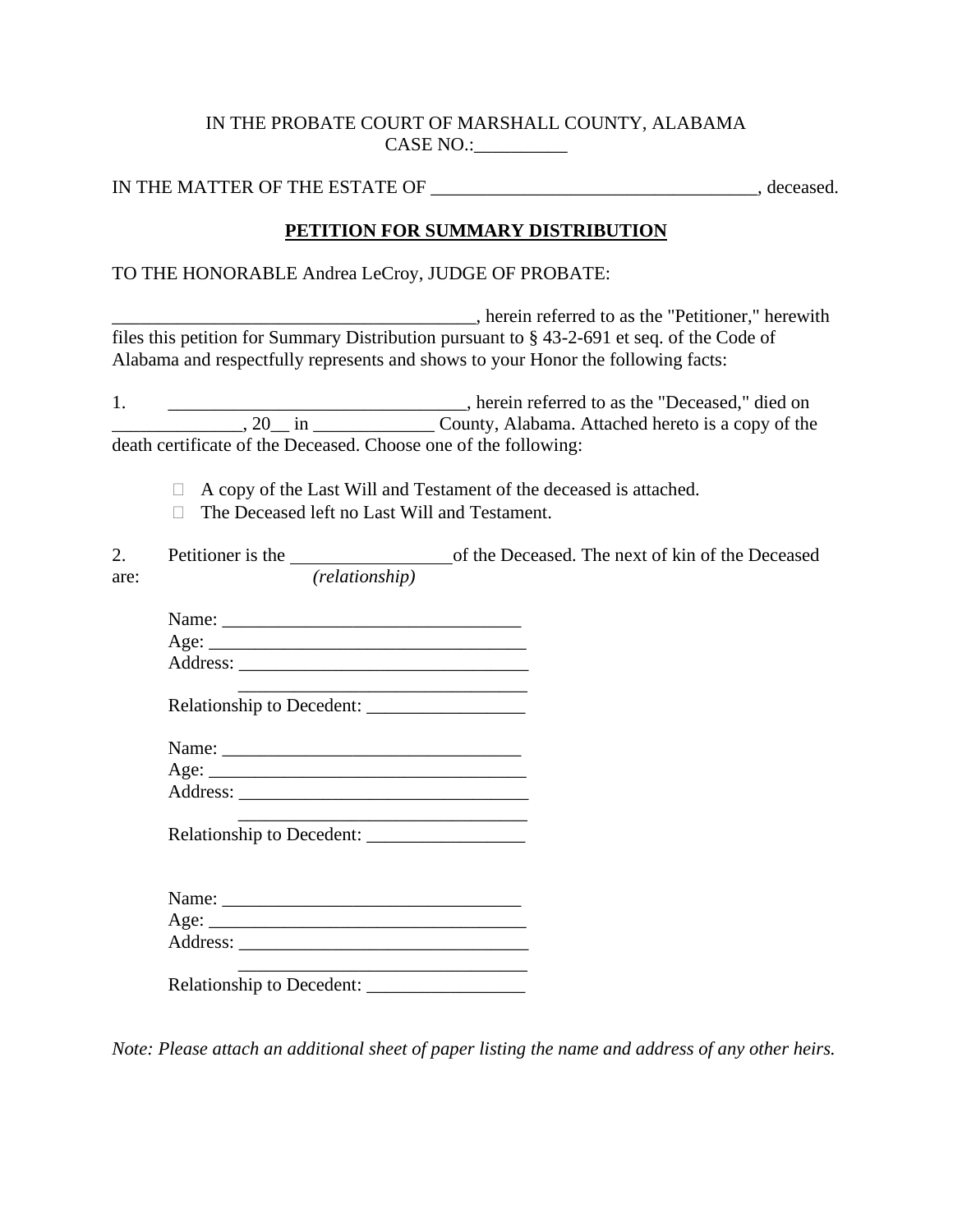IN THE PROBATE COURT OF MARSHALL COUNTY, ALABAMA
CASE NO.:__________

IN THE MATTER OF THE ESTATE OF ___________________________________, deceased.

**PETITION FOR SUMMARY DISTRIBUTION**

TO THE HONORABLE Andrea LeCroy, JUDGE OF PROBATE:

_______________________________________, herein referred to as the "Petitioner," herewith files this petition for Summary Distribution pursuant to § 43-2-691 et seq. of the Code of Alabama and respectfully represents and shows to your Honor the following facts:

1. ________________________________, herein referred to as the "Deceased," died on ______________, 20__ in _____________ County, Alabama. Attached hereto is a copy of the death certificate of the Deceased. Choose one of the following:

   - ☐ A copy of the Last Will and Testament of the deceased is attached.
   - ☐ The Deceased left no Last Will and Testament.

2. Petitioner is the _________________ of the Deceased. The next of kin of the Deceased are:
   *(relationship)*

   Name: ________________________________
   Age: __________________________________
   Address: _______________________________
   _______________________________
   Relationship to Decedent: _________________

   Name: ________________________________
   Age: __________________________________
   Address: _______________________________
   _______________________________
   Relationship to Decedent: _________________

   Name: ________________________________
   Age: __________________________________
   Address: _______________________________
   _______________________________
   Relationship to Decedent: _________________

*Note: Please attach an additional sheet of paper listing the name and address of any other heirs.*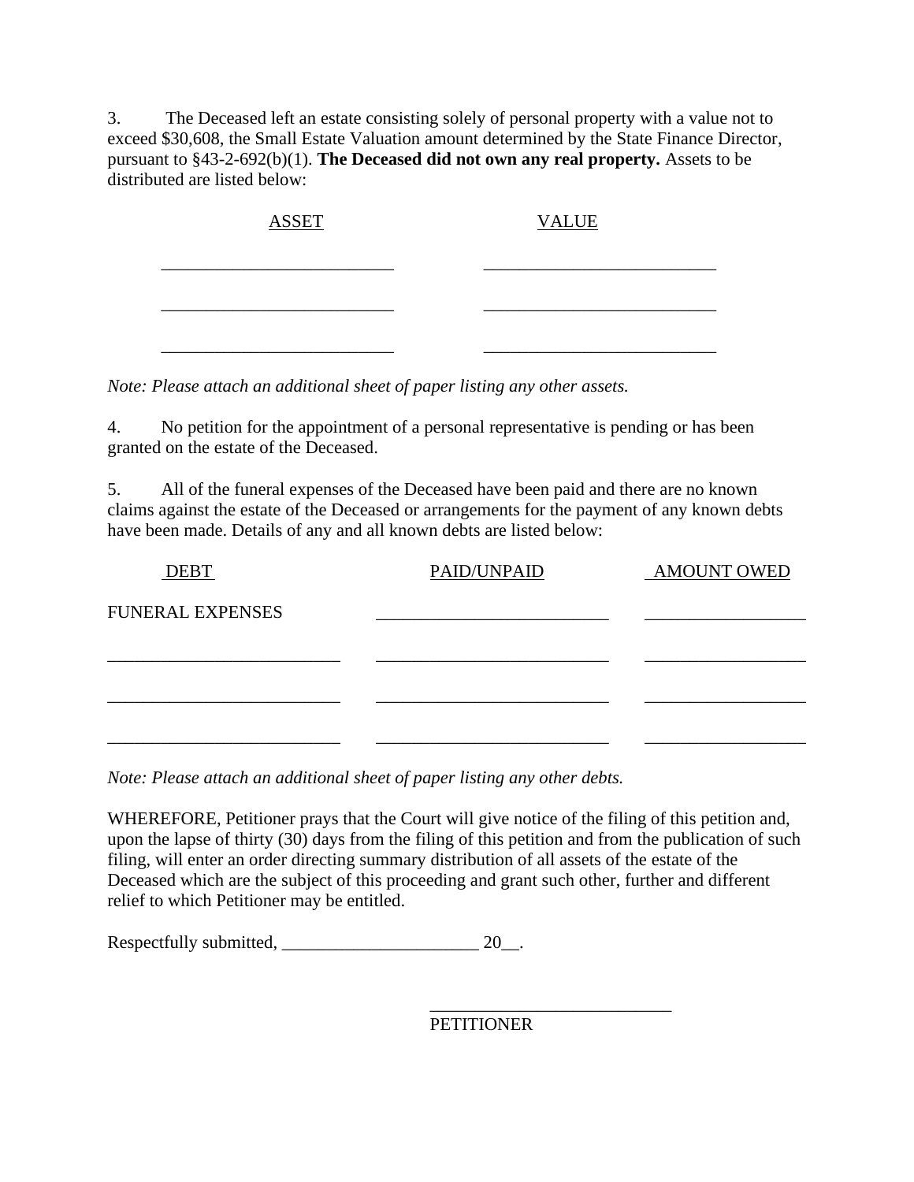3. The Deceased left an estate consisting solely of personal property with a value not to exceed $30,608, the Small Estate Valuation amount determined by the State Finance Director, pursuant to §43-2-692(b)(1). **The Deceased did not own any real property.** Assets to be distributed are listed below:

| ASSET | VALUE |
|---|---|
| __________________________ | __________________________ |
| __________________________ | __________________________ |
| __________________________ | __________________________ |

*Note: Please attach an additional sheet of paper listing any other assets.*

4. No petition for the appointment of a personal representative is pending or has been granted on the estate of the Deceased.

5. All of the funeral expenses of the Deceased have been paid and there are no known claims against the estate of the Deceased or arrangements for the payment of any known debts have been made. Details of any and all known debts are listed below:

| DEBT | PAID/UNPAID | AMOUNT OWED |
|---|---|---|
| FUNERAL EXPENSES | __________________________ | __________________ |
| __________________________ | __________________________ | __________________ |
| __________________________ | __________________________ | __________________ |
| __________________________ | __________________________ | __________________ |

*Note: Please attach an additional sheet of paper listing any other debts.*

WHEREFORE, Petitioner prays that the Court will give notice of the filing of this petition and, upon the lapse of thirty (30) days from the filing of this petition and from the publication of such filing, will enter an order directing summary distribution of all assets of the estate of the Deceased which are the subject of this proceeding and grant such other, further and different relief to which Petitioner may be entitled.

Respectfully submitted, ______________________ 20__.

___________________________
PETITIONER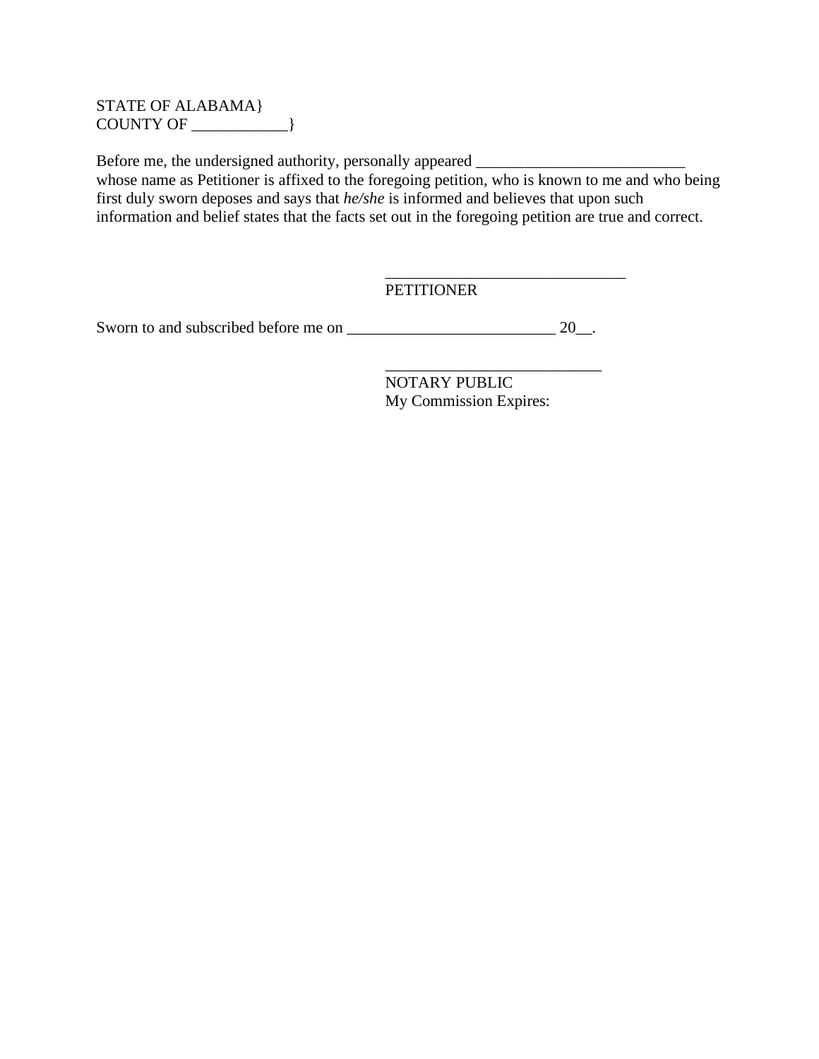STATE OF ALABAMA}
COUNTY OF ____________}

Before me, the undersigned authority, personally appeared __________________________ whose name as Petitioner is affixed to the foregoing petition, who is known to me and who being first duly sworn deposes and says that *he/she* is informed and believes that upon such information and belief states that the facts set out in the foregoing petition are true and correct.

______________________________
PETITIONER

Sworn to and subscribed before me on __________________________ 20__.

___________________________
NOTARY PUBLIC
My Commission Expires: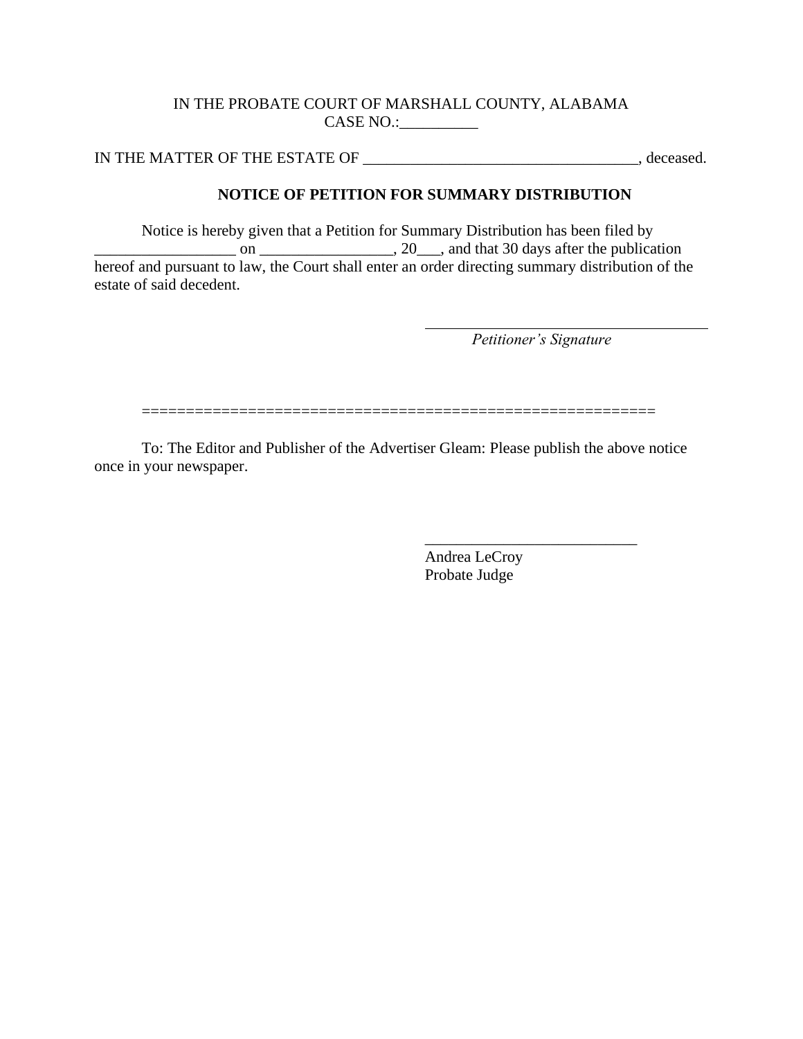IN THE PROBATE COURT OF MARSHALL COUNTY, ALABAMA
CASE NO.:__________

IN THE MATTER OF THE ESTATE OF ___________________________________, deceased.

**NOTICE OF PETITION FOR SUMMARY DISTRIBUTION**

Notice is hereby given that a Petition for Summary Distribution has been filed by __________________ on _________________, 20___, and that 30 days after the publication hereof and pursuant to law, the Court shall enter an order directing summary distribution of the estate of said decedent.

_____________________________________
*Petitioner's Signature*

=========================================================

To: The Editor and Publisher of the Advertiser Gleam: Please publish the above notice once in your newspaper.

___________________________
Andrea LeCroy
Probate Judge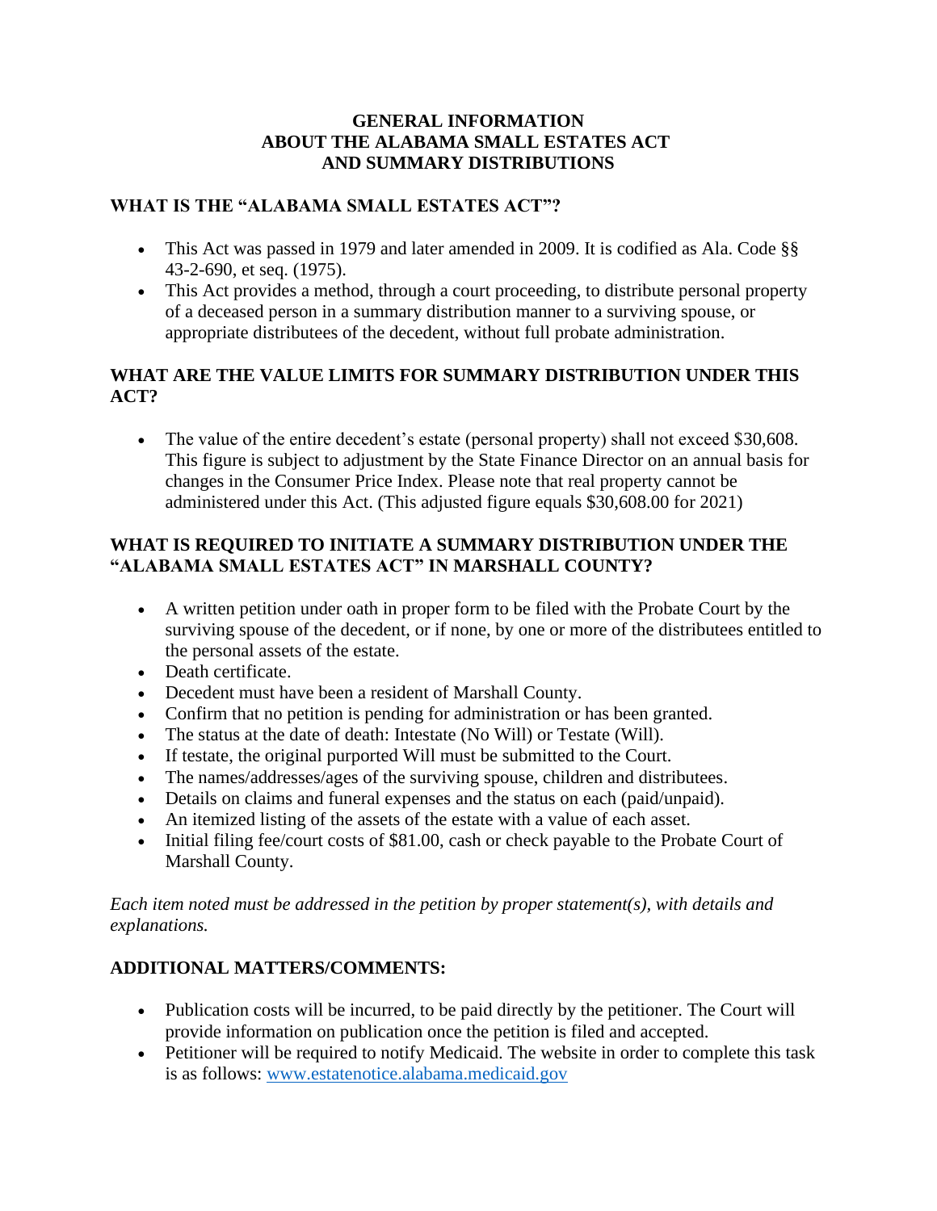# GENERAL INFORMATION ABOUT THE ALABAMA SMALL ESTATES ACT AND SUMMARY DISTRIBUTIONS

## WHAT IS THE "ALABAMA SMALL ESTATES ACT"?

- This Act was passed in 1979 and later amended in 2009. It is codified as Ala. Code §§ 43-2-690, et seq. (1975).
- This Act provides a method, through a court proceeding, to distribute personal property of a deceased person in a summary distribution manner to a surviving spouse, or appropriate distributees of the decedent, without full probate administration.

## WHAT ARE THE VALUE LIMITS FOR SUMMARY DISTRIBUTION UNDER THIS ACT?

- The value of the entire decedent's estate (personal property) shall not exceed $30,608. This figure is subject to adjustment by the State Finance Director on an annual basis for changes in the Consumer Price Index. Please note that real property cannot be administered under this Act. (This adjusted figure equals $30,608.00 for 2021)

## WHAT IS REQUIRED TO INITIATE A SUMMARY DISTRIBUTION UNDER THE "ALABAMA SMALL ESTATES ACT" IN MARSHALL COUNTY?

- A written petition under oath in proper form to be filed with the Probate Court by the surviving spouse of the decedent, or if none, by one or more of the distributees entitled to the personal assets of the estate.
- Death certificate.
- Decedent must have been a resident of Marshall County.
- Confirm that no petition is pending for administration or has been granted.
- The status at the date of death: Intestate (No Will) or Testate (Will).
- If testate, the original purported Will must be submitted to the Court.
- The names/addresses/ages of the surviving spouse, children and distributees.
- Details on claims and funeral expenses and the status on each (paid/unpaid).
- An itemized listing of the assets of the estate with a value of each asset.
- Initial filing fee/court costs of $81.00, cash or check payable to the Probate Court of Marshall County.

*Each item noted must be addressed in the petition by proper statement(s), with details and explanations.*

## ADDITIONAL MATTERS/COMMENTS:

- Publication costs will be incurred, to be paid directly by the petitioner. The Court will provide information on publication once the petition is filed and accepted.
- Petitioner will be required to notify Medicaid. The website in order to complete this task is as follows: [www.estatenotice.alabama.medicaid.gov](www.estatenotice.alabama.medicaid.gov)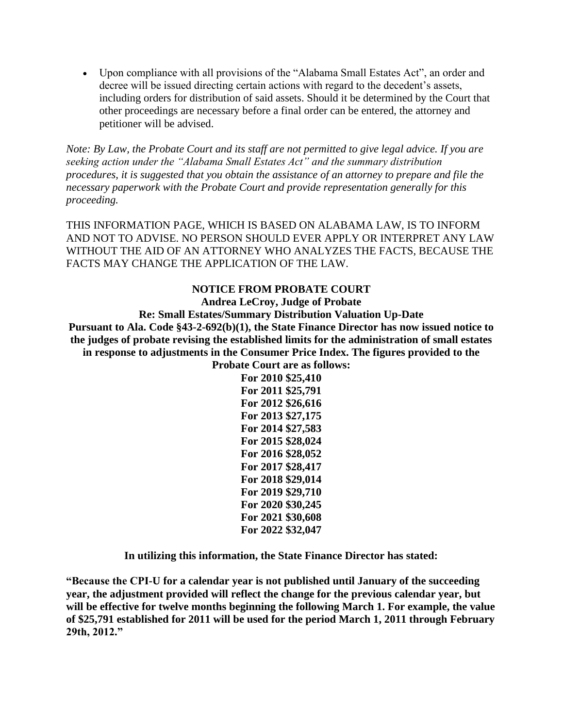- Upon compliance with all provisions of the "Alabama Small Estates Act", an order and decree will be issued directing certain actions with regard to the decedent's assets, including orders for distribution of said assets. Should it be determined by the Court that other proceedings are necessary before a final order can be entered, the attorney and petitioner will be advised.

*Note: By Law, the Probate Court and its staff are not permitted to give legal advice. If you are seeking action under the "Alabama Small Estates Act" and the summary distribution procedures, it is suggested that you obtain the assistance of an attorney to prepare and file the necessary paperwork with the Probate Court and provide representation generally for this proceeding.*

THIS INFORMATION PAGE, WHICH IS BASED ON ALABAMA LAW, IS TO INFORM AND NOT TO ADVISE. NO PERSON SHOULD EVER APPLY OR INTERPRET ANY LAW WITHOUT THE AID OF AN ATTORNEY WHO ANALYZES THE FACTS, BECAUSE THE FACTS MAY CHANGE THE APPLICATION OF THE LAW.

**NOTICE FROM PROBATE COURT**

**Andrea LeCroy, Judge of Probate**

**Re: Small Estates/Summary Distribution Valuation Up-Date**

**Pursuant to Ala. Code §43-2-692(b)(1), the State Finance Director has now issued notice to the judges of probate revising the established limits for the administration of small estates in response to adjustments in the Consumer Price Index. The figures provided to the Probate Court are as follows:**

**For 2010 $25,410**
**For 2011 $25,791**
**For 2012 $26,616**
**For 2013 $27,175**
**For 2014 $27,583**
**For 2015 $28,024**
**For 2016 $28,052**
**For 2017 $28,417**
**For 2018 $29,014**
**For 2019 $29,710**
**For 2020 $30,245**
**For 2021 $30,608**
**For 2022 $32,047**

**In utilizing this information, the State Finance Director has stated:**

**"Because the CPI-U for a calendar year is not published until January of the succeeding year, the adjustment provided will reflect the change for the previous calendar year, but will be effective for twelve months beginning the following March 1. For example, the value of $25,791 established for 2011 will be used for the period March 1, 2011 through February 29th, 2012."**